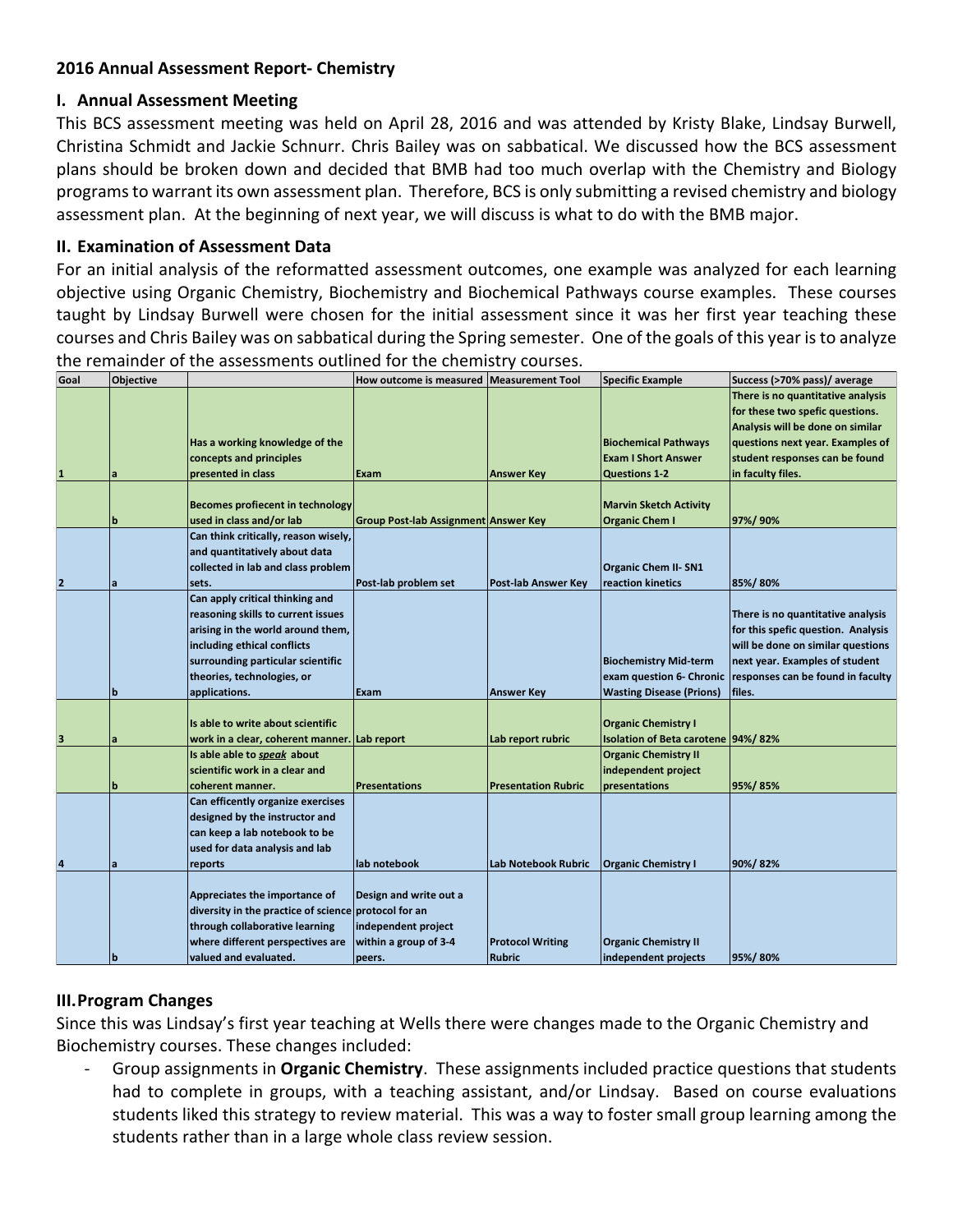**2016 Annual Assessment Report- Chemistry**

## I. Annual Assessment Meeting

This BCS assessment meeting was held on April 28, 2016 and was attended by Kristy Blake, Lindsay Burwell, Christina Schmidt and Jackie Schnurr. Chris Bailey was on sabbatical. We discussed how the BCS assessment plans should be broken down and decided that BMB had too much overlap with the Chemistry and Biology programs to warrant its own assessment plan. Therefore, BCS is only submitting a revised chemistry and biology assessment plan. At the beginning of next year, we will discuss is what to do with the BMB major.

## II. Examination of Assessment Data

For an initial analysis of the reformatted assessment outcomes, one example was analyzed for each learning objective using Organic Chemistry, Biochemistry and Biochemical Pathways course examples. These courses taught by Lindsay Burwell were chosen for the initial assessment since it was her first year teaching these courses and Chris Bailey was on sabbatical during the Spring semester. One of the goals of this year is to analyze the remainder of the assessments outlined for the chemistry courses.

| Goal | Objective | | How outcome is measured | Measurement Tool | Specific Example | Success (>70% pass)/ average |
|---|---|---|---|---|---|---|
| 1 | a | Has a working knowledge of the concepts and principles presented in class | Exam | Answer Key | Biochemical Pathways Exam I Short Answer Questions 1-2 | There is no quantitative analysis for these two spefic questions. Analysis will be done on similar questions next year. Examples of student responses can be found in faculty files. |
| | b | Becomes profiecent in technology used in class and/or lab | Group Post-lab Assignment | Answer Key | Marvin Sketch Activity Organic Chem I | 97%/ 90% |
| 2 | a | Can think critically, reason wisely, and quantitatively about data collected in lab and class problem sets. | Post-lab problem set | Post-lab Answer Key | Organic Chem II- SN1 reaction kinetics | 85%/ 80% |
| | b | Can apply critical thinking and reasoning skills to current issues arising in the world around them, including ethical conflicts surrounding particular scientific theories, technologies, or applications. | Exam | Answer Key | Biochemistry Mid-term exam question 6- Chronic Wasting Disease (Prions) | There is no quantitative analysis for this spefic question. Analysis will be done on similar questions next year. Examples of student responses can be found in faculty files. |
| 3 | a | Is able to write about scientific work in a clear, coherent manner. | Lab report | Lab report rubric | Organic Chemistry I Isolation of Beta carotene | 94%/ 82% |
| | b | Is able able to *speak* about scientific work in a clear and coherent manner. | Presentations | Presentation Rubric | Organic Chemistry II independent project presentations | 95%/ 85% |
| 4 | a | Can efficently organize exercises designed by the instructor and can keep a lab notebook to be used for data analysis and lab reports | lab notebook | Lab Notebook Rubric | Organic Chemistry I | 90%/ 82% |
| | b | Appreciates the importance of diversity in the practice of science through collaborative learning where different perspectives are valued and evaluated. | Design and write out a protocol for an independent project within a group of 3-4 peers. | Protocol Writing Rubric | Organic Chemistry II independent projects | 95%/ 80% |

## III. Program Changes

Since this was Lindsay's first year teaching at Wells there were changes made to the Organic Chemistry and Biochemistry courses. These changes included:

- Group assignments in **Organic Chemistry**. These assignments included practice questions that students had to complete in groups, with a teaching assistant, and/or Lindsay. Based on course evaluations students liked this strategy to review material. This was a way to foster small group learning among the students rather than in a large whole class review session.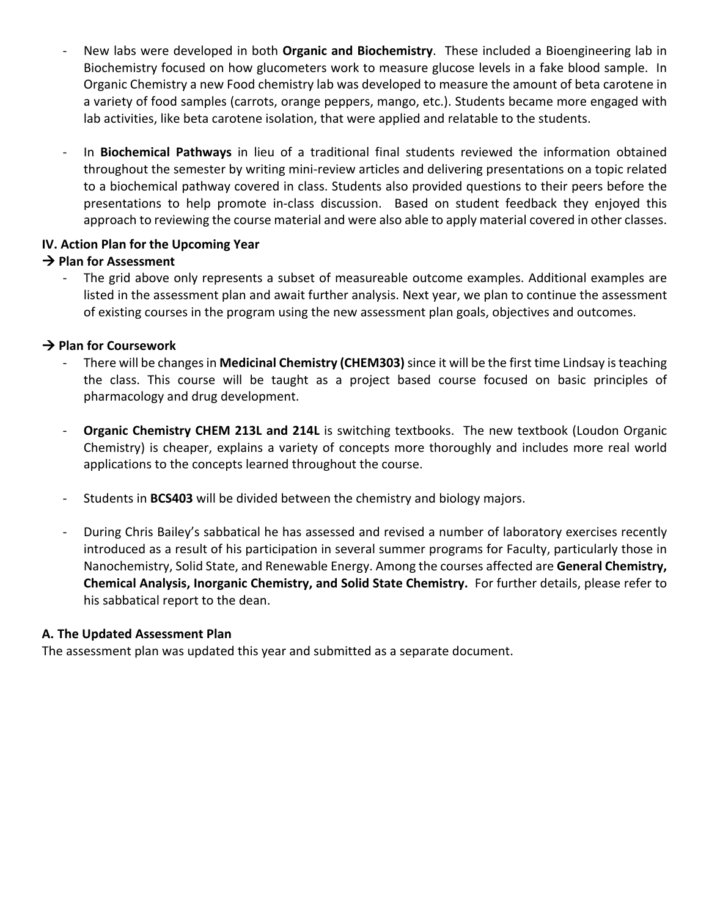- New labs were developed in both **Organic and Biochemistry**. These included a Bioengineering lab in Biochemistry focused on how glucometers work to measure glucose levels in a fake blood sample. In Organic Chemistry a new Food chemistry lab was developed to measure the amount of beta carotene in a variety of food samples (carrots, orange peppers, mango, etc.). Students became more engaged with lab activities, like beta carotene isolation, that were applied and relatable to the students.

- In **Biochemical Pathways** in lieu of a traditional final students reviewed the information obtained throughout the semester by writing mini-review articles and delivering presentations on a topic related to a biochemical pathway covered in class. Students also provided questions to their peers before the presentations to help promote in-class discussion. Based on student feedback they enjoyed this approach to reviewing the course material and were also able to apply material covered in other classes.

## IV. Action Plan for the Upcoming Year

### → Plan for Assessment

- The grid above only represents a subset of measureable outcome examples. Additional examples are listed in the assessment plan and await further analysis. Next year, we plan to continue the assessment of existing courses in the program using the new assessment plan goals, objectives and outcomes.

### → Plan for Coursework

- There will be changes in **Medicinal Chemistry (CHEM303)** since it will be the first time Lindsay is teaching the class. This course will be taught as a project based course focused on basic principles of pharmacology and drug development.

- **Organic Chemistry CHEM 213L and 214L** is switching textbooks. The new textbook (Loudon Organic Chemistry) is cheaper, explains a variety of concepts more thoroughly and includes more real world applications to the concepts learned throughout the course.

- Students in **BCS403** will be divided between the chemistry and biology majors.

- During Chris Bailey's sabbatical he has assessed and revised a number of laboratory exercises recently introduced as a result of his participation in several summer programs for Faculty, particularly those in Nanochemistry, Solid State, and Renewable Energy. Among the courses affected are **General Chemistry, Chemical Analysis, Inorganic Chemistry, and Solid State Chemistry.** For further details, please refer to his sabbatical report to the dean.

### A. The Updated Assessment Plan

The assessment plan was updated this year and submitted as a separate document.